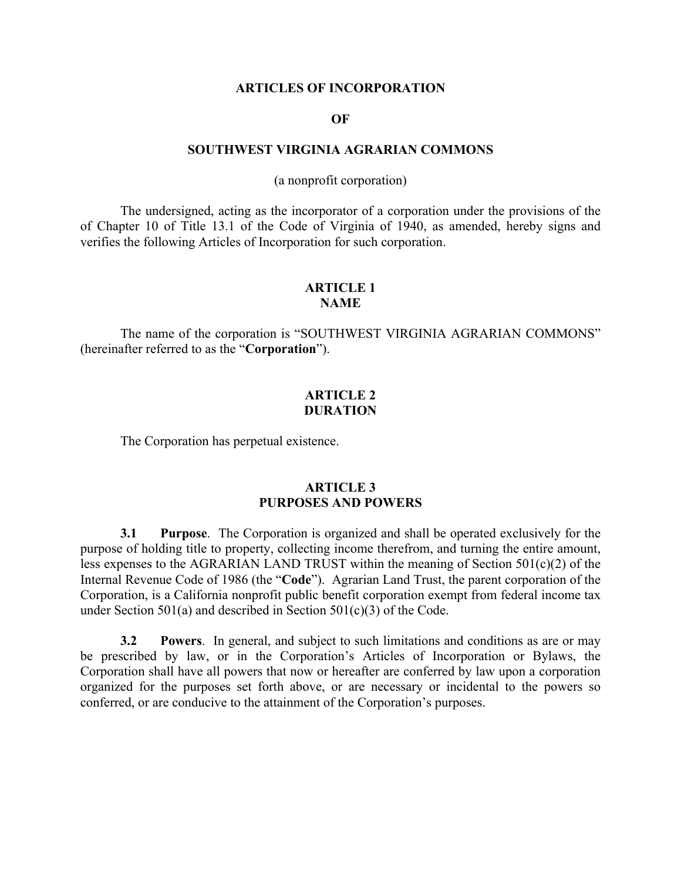# ARTICLES OF INCORPORATION

# OF

# SOUTHWEST VIRGINIA AGRARIAN COMMONS

(a nonprofit corporation)

The undersigned, acting as the incorporator of a corporation under the provisions of the of Chapter 10 of Title 13.1 of the Code of Virginia of 1940, as amended, hereby signs and verifies the following Articles of Incorporation for such corporation.

## ARTICLE 1
## NAME

The name of the corporation is "SOUTHWEST VIRGINIA AGRARIAN COMMONS" (hereinafter referred to as the "**Corporation**").

## ARTICLE 2
## DURATION

The Corporation has perpetual existence.

## ARTICLE 3
## PURPOSES AND POWERS

**3.1 Purpose**. The Corporation is organized and shall be operated exclusively for the purpose of holding title to property, collecting income therefrom, and turning the entire amount, less expenses to the AGRARIAN LAND TRUST within the meaning of Section 501(c)(2) of the Internal Revenue Code of 1986 (the "**Code**"). Agrarian Land Trust, the parent corporation of the Corporation, is a California nonprofit public benefit corporation exempt from federal income tax under Section 501(a) and described in Section 501(c)(3) of the Code.

**3.2 Powers**. In general, and subject to such limitations and conditions as are or may be prescribed by law, or in the Corporation's Articles of Incorporation or Bylaws, the Corporation shall have all powers that now or hereafter are conferred by law upon a corporation organized for the purposes set forth above, or are necessary or incidental to the powers so conferred, or are conducive to the attainment of the Corporation's purposes.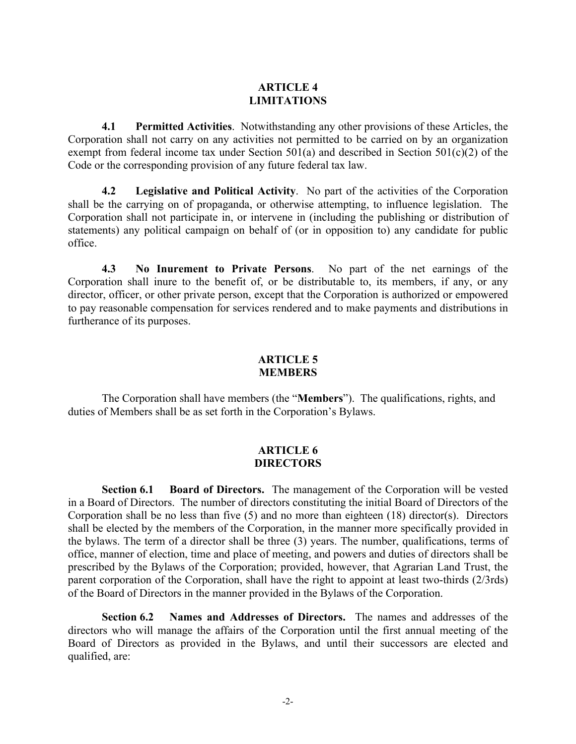## ARTICLE 4
## LIMITATIONS

**4.1 Permitted Activities**. Notwithstanding any other provisions of these Articles, the Corporation shall not carry on any activities not permitted to be carried on by an organization exempt from federal income tax under Section 501(a) and described in Section 501(c)(2) of the Code or the corresponding provision of any future federal tax law.

**4.2 Legislative and Political Activity**. No part of the activities of the Corporation shall be the carrying on of propaganda, or otherwise attempting, to influence legislation. The Corporation shall not participate in, or intervene in (including the publishing or distribution of statements) any political campaign on behalf of (or in opposition to) any candidate for public office.

**4.3 No Inurement to Private Persons**. No part of the net earnings of the Corporation shall inure to the benefit of, or be distributable to, its members, if any, or any director, officer, or other private person, except that the Corporation is authorized or empowered to pay reasonable compensation for services rendered and to make payments and distributions in furtherance of its purposes.

## ARTICLE 5
## MEMBERS

The Corporation shall have members (the "**Members**"). The qualifications, rights, and duties of Members shall be as set forth in the Corporation's Bylaws.

## ARTICLE 6
## DIRECTORS

**Section 6.1 Board of Directors.** The management of the Corporation will be vested in a Board of Directors. The number of directors constituting the initial Board of Directors of the Corporation shall be no less than five (5) and no more than eighteen (18) director(s). Directors shall be elected by the members of the Corporation, in the manner more specifically provided in the bylaws. The term of a director shall be three (3) years. The number, qualifications, terms of office, manner of election, time and place of meeting, and powers and duties of directors shall be prescribed by the Bylaws of the Corporation; provided, however, that Agrarian Land Trust, the parent corporation of the Corporation, shall have the right to appoint at least two-thirds (2/3rds) of the Board of Directors in the manner provided in the Bylaws of the Corporation.

**Section 6.2 Names and Addresses of Directors.** The names and addresses of the directors who will manage the affairs of the Corporation until the first annual meeting of the Board of Directors as provided in the Bylaws, and until their successors are elected and qualified, are: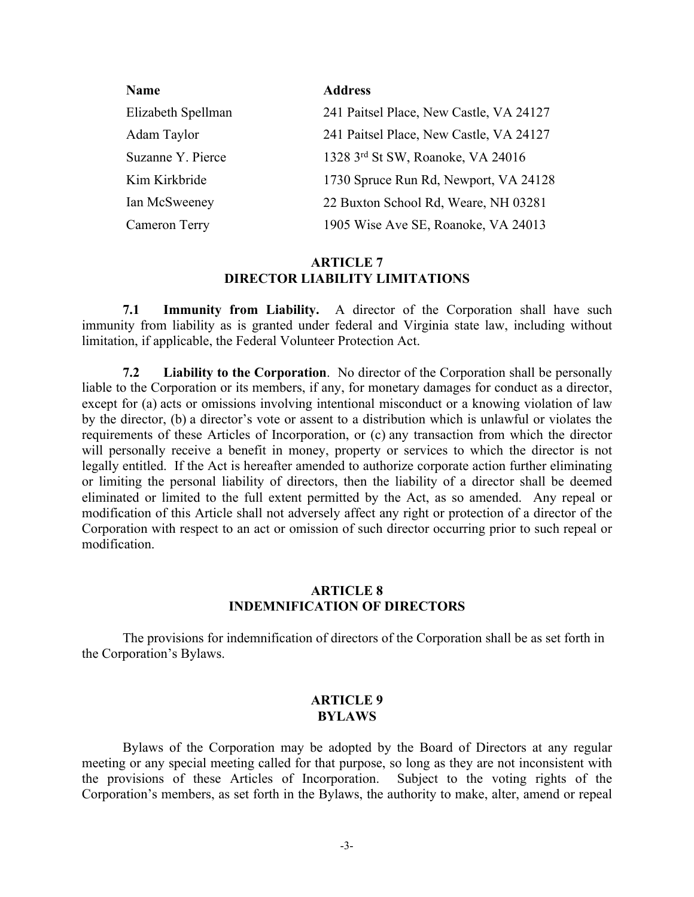| Name | Address |
| --- | --- |
| Elizabeth Spellman | 241 Paitsel Place, New Castle, VA 24127 |
| Adam Taylor | 241 Paitsel Place, New Castle, VA 24127 |
| Suzanne Y. Pierce | 1328 3rd St SW, Roanoke, VA 24016 |
| Kim Kirkbride | 1730 Spruce Run Rd, Newport, VA 24128 |
| Ian McSweeney | 22 Buxton School Rd, Weare, NH 03281 |
| Cameron Terry | 1905 Wise Ave SE, Roanoke, VA 24013 |

## ARTICLE 7
## DIRECTOR LIABILITY LIMITATIONS

**7.1 Immunity from Liability.** A director of the Corporation shall have such immunity from liability as is granted under federal and Virginia state law, including without limitation, if applicable, the Federal Volunteer Protection Act.

**7.2 Liability to the Corporation**. No director of the Corporation shall be personally liable to the Corporation or its members, if any, for monetary damages for conduct as a director, except for (a) acts or omissions involving intentional misconduct or a knowing violation of law by the director, (b) a director's vote or assent to a distribution which is unlawful or violates the requirements of these Articles of Incorporation, or (c) any transaction from which the director will personally receive a benefit in money, property or services to which the director is not legally entitled. If the Act is hereafter amended to authorize corporate action further eliminating or limiting the personal liability of directors, then the liability of a director shall be deemed eliminated or limited to the full extent permitted by the Act, as so amended. Any repeal or modification of this Article shall not adversely affect any right or protection of a director of the Corporation with respect to an act or omission of such director occurring prior to such repeal or modification.

## ARTICLE 8
## INDEMNIFICATION OF DIRECTORS

The provisions for indemnification of directors of the Corporation shall be as set forth in the Corporation's Bylaws.

## ARTICLE 9
## BYLAWS

Bylaws of the Corporation may be adopted by the Board of Directors at any regular meeting or any special meeting called for that purpose, so long as they are not inconsistent with the provisions of these Articles of Incorporation. Subject to the voting rights of the Corporation's members, as set forth in the Bylaws, the authority to make, alter, amend or repeal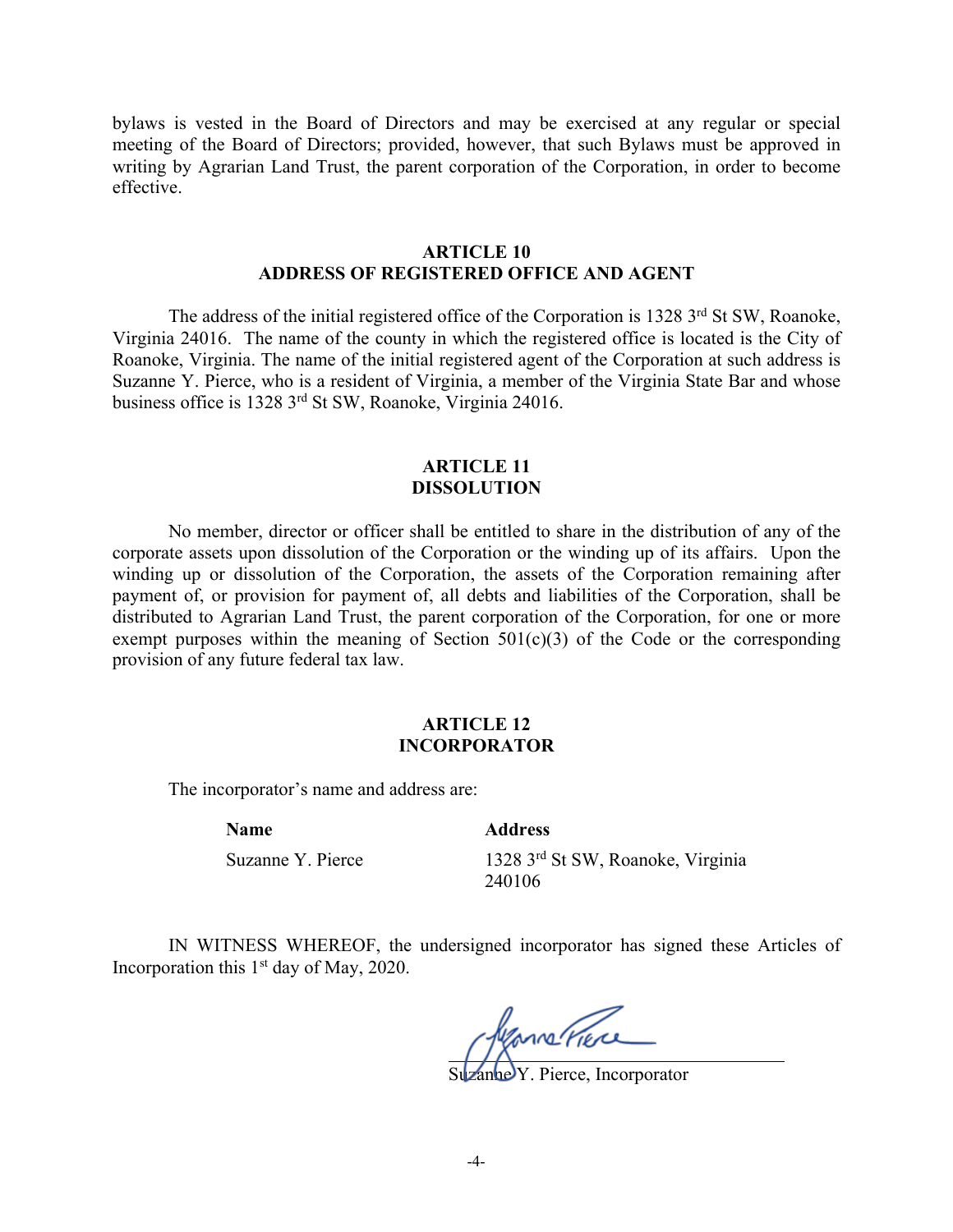bylaws is vested in the Board of Directors and may be exercised at any regular or special meeting of the Board of Directors; provided, however, that such Bylaws must be approved in writing by Agrarian Land Trust, the parent corporation of the Corporation, in order to become effective.

## ARTICLE 10
## ADDRESS OF REGISTERED OFFICE AND AGENT

The address of the initial registered office of the Corporation is 1328 3rd St SW, Roanoke, Virginia 24016. The name of the county in which the registered office is located is the City of Roanoke, Virginia. The name of the initial registered agent of the Corporation at such address is Suzanne Y. Pierce, who is a resident of Virginia, a member of the Virginia State Bar and whose business office is 1328 3rd St SW, Roanoke, Virginia 24016.

## ARTICLE 11
## DISSOLUTION

No member, director or officer shall be entitled to share in the distribution of any of the corporate assets upon dissolution of the Corporation or the winding up of its affairs. Upon the winding up or dissolution of the Corporation, the assets of the Corporation remaining after payment of, or provision for payment of, all debts and liabilities of the Corporation, shall be distributed to Agrarian Land Trust, the parent corporation of the Corporation, for one or more exempt purposes within the meaning of Section 501(c)(3) of the Code or the corresponding provision of any future federal tax law.

## ARTICLE 12
## INCORPORATOR

The incorporator's name and address are:

| **Name** | **Address** |
|---|---|
| Suzanne Y. Pierce | 1328 3rd St SW, Roanoke, Virginia 240106 |

IN WITNESS WHEREOF, the undersigned incorporator has signed these Articles of Incorporation this 1st day of May, 2020.

Suzanne Y. Pierce, Incorporator